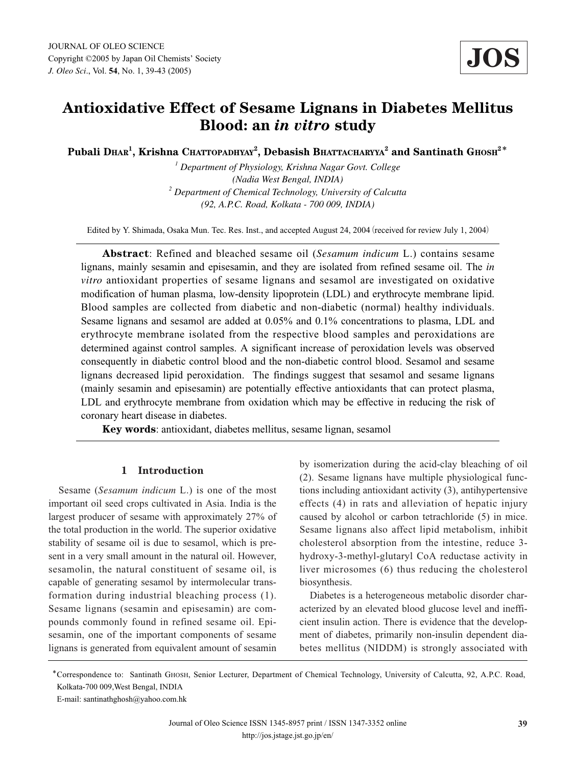# Antioxidative Effect of Sesame Lignans in Diabetes Mellitus Blood: an *in vitro* study

**Pubali Dhar[1], Krishna Chattopadhyay[2], Debasish Bhattacharyya[2] and Santinath Ghosh[2]***

[1] *Department of Physiology, Krishna Nagar Govt. College (Nadia West Bengal, INDIA)*
[2] *Department of Chemical Technology, University of Calcutta (92, A.P.C. Road, Kolkata - 700 009, INDIA)*

Edited by Y. Shimada, Osaka Mun. Tec. Res. Inst., and accepted August 24, 2004 (received for review July 1, 2004)

**Abstract**: Refined and bleached sesame oil (*Sesamum indicum* L.) contains sesame lignans, mainly sesamin and episesamin, and they are isolated from refined sesame oil. The *in vitro* antioxidant properties of sesame lignans and sesamol are investigated on oxidative modification of human plasma, low-density lipoprotein (LDL) and erythrocyte membrane lipid. Blood samples are collected from diabetic and non-diabetic (normal) healthy individuals. Sesame lignans and sesamol are added at 0.05% and 0.1% concentrations to plasma, LDL and erythrocyte membrane isolated from the respective blood samples and peroxidations are determined against control samples. A significant increase of peroxidation levels was observed consequently in diabetic control blood and the non-diabetic control blood. Sesamol and sesame lignans decreased lipid peroxidation. The findings suggest that sesamol and sesame lignans (mainly sesamin and episesamin) are potentially effective antioxidants that can protect plasma, LDL and erythrocyte membrane from oxidation which may be effective in reducing the risk of coronary heart disease in diabetes.

**Key words**: antioxidant, diabetes mellitus, sesame lignan, sesamol

## 1 Introduction

Sesame (*Sesamum indicum* L.) is one of the most important oil seed crops cultivated in Asia. India is the largest producer of sesame with approximately 27% of the total production in the world. The superior oxidative stability of sesame oil is due to sesamol, which is present in a very small amount in the natural oil. However, sesamolin, the natural constituent of sesame oil, is capable of generating sesamol by intermolecular transformation during industrial bleaching process (1). Sesame lignans (sesamin and episesamin) are compounds commonly found in refined sesame oil. Episesamin, one of the important components of sesame lignans is generated from equivalent amount of sesamin by isomerization during the acid-clay bleaching of oil (2). Sesame lignans have multiple physiological functions including antioxidant activity (3), antihypertensive effects (4) in rats and alleviation of hepatic injury caused by alcohol or carbon tetrachloride (5) in mice. Sesame lignans also affect lipid metabolism, inhibit cholesterol absorption from the intestine, reduce 3-hydroxy-3-methyl-glutaryl CoA reductase activity in liver microsomes (6) thus reducing the cholesterol biosynthesis.

Diabetes is a heterogeneous metabolic disorder characterized by an elevated blood glucose level and inefficient insulin action. There is evidence that the development of diabetes, primarily non-insulin dependent diabetes mellitus (NIDDM) is strongly associated with

*Correspondence to: Santinath Ghosh, Senior Lecturer, Department of Chemical Technology, University of Calcutta, 92, A.P.C. Road, Kolkata-700 009,West Bengal, INDIA
E-mail: santinathghosh@yahoo.com.hk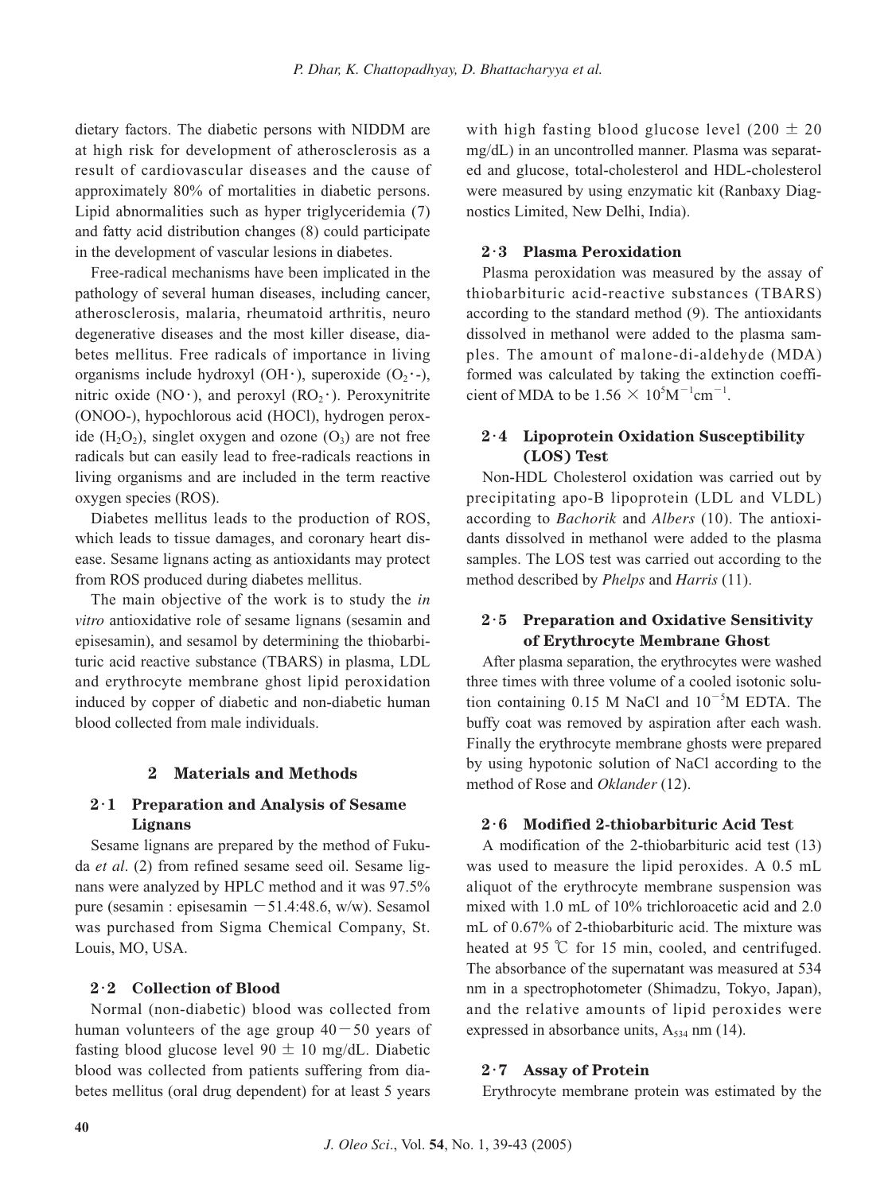dietary factors. The diabetic persons with NIDDM are at high risk for development of atherosclerosis as a result of cardiovascular diseases and the cause of approximately 80% of mortalities in diabetic persons. Lipid abnormalities such as hyper triglyceridemia (7) and fatty acid distribution changes (8) could participate in the development of vascular lesions in diabetes.

Free-radical mechanisms have been implicated in the pathology of several human diseases, including cancer, atherosclerosis, malaria, rheumatoid arthritis, neuro degenerative diseases and the most killer disease, diabetes mellitus. Free radicals of importance in living organisms include hydroxyl (OH・), superoxide ($O_2$・-), nitric oxide (NO・), and peroxyl ($RO_2$・). Peroxynitrite (ONOO-), hypochlorous acid (HOCl), hydrogen peroxide ($H_2O_2$), singlet oxygen and ozone ($O_3$) are not free radicals but can easily lead to free-radicals reactions in living organisms and are included in the term reactive oxygen species (ROS).

Diabetes mellitus leads to the production of ROS, which leads to tissue damages, and coronary heart disease. Sesame lignans acting as antioxidants may protect from ROS produced during diabetes mellitus.

The main objective of the work is to study the *in vitro* antioxidative role of sesame lignans (sesamin and episesamin), and sesamol by determining the thiobarbituric acid reactive substance (TBARS) in plasma, LDL and erythrocyte membrane ghost lipid peroxidation induced by copper of diabetic and non-diabetic human blood collected from male individuals.

## 2 Materials and Methods

### 2・1 Preparation and Analysis of Sesame Lignans

Sesame lignans are prepared by the method of Fukuda *et al*. (2) from refined sesame seed oil. Sesame lignans were analyzed by HPLC method and it was 97.5% pure (sesamin : episesamin −51.4:48.6, w/w). Sesamol was purchased from Sigma Chemical Company, St. Louis, MO, USA.

### 2・2 Collection of Blood

Normal (non-diabetic) blood was collected from human volunteers of the age group 40−50 years of fasting blood glucose level 90 ± 10 mg/dL. Diabetic blood was collected from patients suffering from diabetes mellitus (oral drug dependent) for at least 5 years with high fasting blood glucose level (200 ± 20 mg/dL) in an uncontrolled manner. Plasma was separated and glucose, total-cholesterol and HDL-cholesterol were measured by using enzymatic kit (Ranbaxy Diagnostics Limited, New Delhi, India).

### 2・3 Plasma Peroxidation

Plasma peroxidation was measured by the assay of thiobarbituric acid-reactive substances (TBARS) according to the standard method (9). The antioxidants dissolved in methanol were added to the plasma samples. The amount of malone-di-aldehyde (MDA) formed was calculated by taking the extinction coefficient of MDA to be $1.56 \times 10^5 M^{-1}cm^{-1}$.

### 2・4 Lipoprotein Oxidation Susceptibility (LOS) Test

Non-HDL Cholesterol oxidation was carried out by precipitating apo-B lipoprotein (LDL and VLDL) according to *Bachorik* and *Albers* (10). The antioxidants dissolved in methanol were added to the plasma samples. The LOS test was carried out according to the method described by *Phelps* and *Harris* (11).

### 2・5 Preparation and Oxidative Sensitivity of Erythrocyte Membrane Ghost

After plasma separation, the erythrocytes were washed three times with three volume of a cooled isotonic solution containing 0.15 M NaCl and $10^{-5}$M EDTA. The buffy coat was removed by aspiration after each wash. Finally the erythrocyte membrane ghosts were prepared by using hypotonic solution of NaCl according to the method of Rose and *Oklander* (12).

### 2・6 Modified 2-thiobarbituric Acid Test

A modification of the 2-thiobarbituric acid test (13) was used to measure the lipid peroxides. A 0.5 mL aliquot of the erythrocyte membrane suspension was mixed with 1.0 mL of 10% trichloroacetic acid and 2.0 mL of 0.67% of 2-thiobarbituric acid. The mixture was heated at 95 ℃ for 15 min, cooled, and centrifuged. The absorbance of the supernatant was measured at 534 nm in a spectrophotometer (Shimadzu, Tokyo, Japan), and the relative amounts of lipid peroxides were expressed in absorbance units, $A_{534}$ nm (14).

### 2・7 Assay of Protein

Erythrocyte membrane protein was estimated by the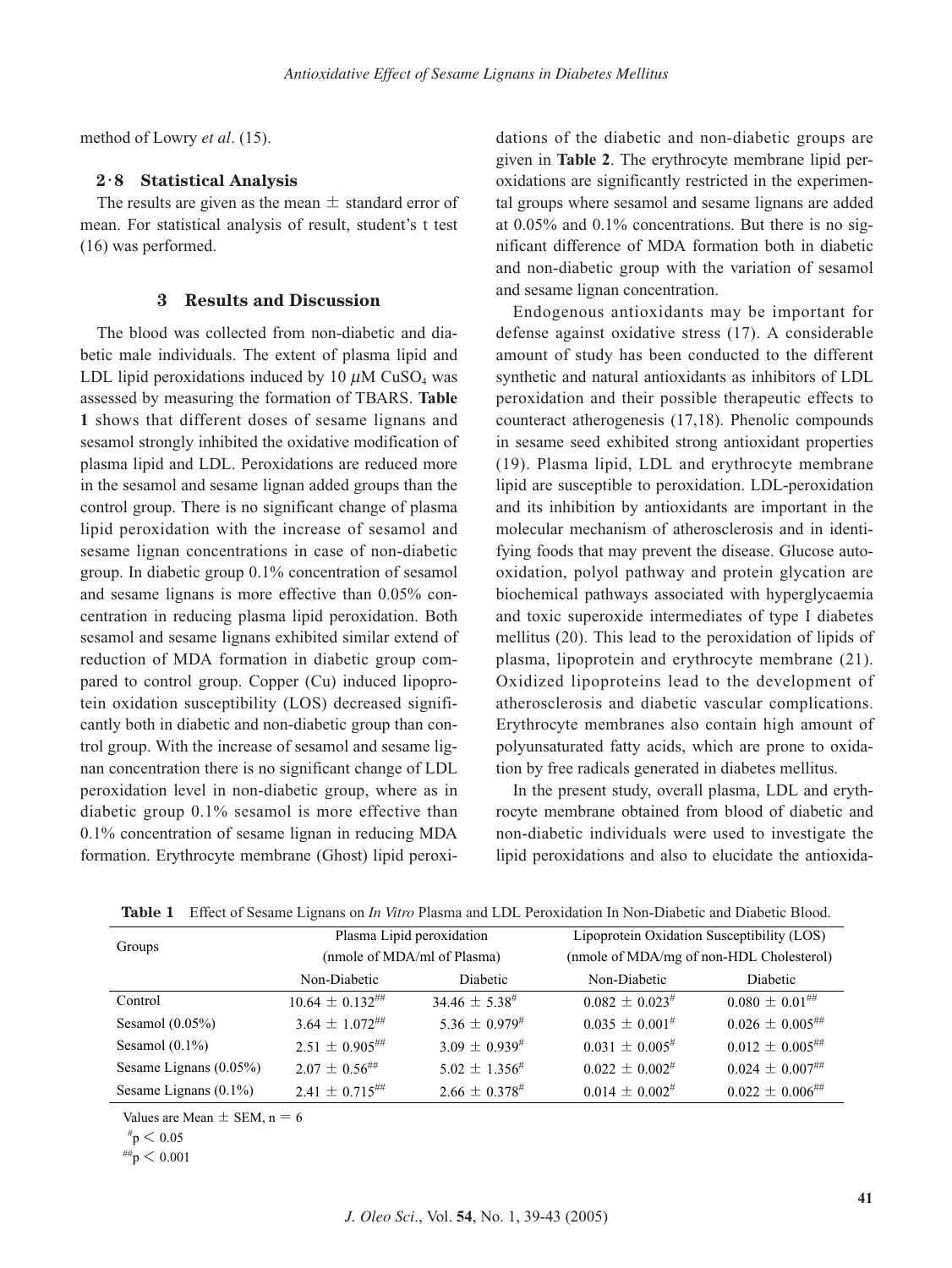method of Lowry *et al*. (15).

### 2·8 Statistical Analysis

The results are given as the mean ± standard error of mean. For statistical analysis of result, student's t test (16) was performed.

## 3 Results and Discussion

The blood was collected from non-diabetic and diabetic male individuals. The extent of plasma lipid and LDL lipid peroxidations induced by 10 $\mu$M $CuSO_4$ was assessed by measuring the formation of TBARS. **Table 1** shows that different doses of sesame lignans and sesamol strongly inhibited the oxidative modification of plasma lipid and LDL. Peroxidations are reduced more in the sesamol and sesame lignan added groups than the control group. There is no significant change of plasma lipid peroxidation with the increase of sesamol and sesame lignan concentrations in case of non-diabetic group. In diabetic group 0.1% concentration of sesamol and sesame lignans is more effective than 0.05% concentration in reducing plasma lipid peroxidation. Both sesamol and sesame lignans exhibited similar extend of reduction of MDA formation in diabetic group compared to control group. Copper (Cu) induced lipoprotein oxidation susceptibility (LOS) decreased significantly both in diabetic and non-diabetic group than control group. With the increase of sesamol and sesame lignan concentration there is no significant change of LDL peroxidation level in non-diabetic group, where as in diabetic group 0.1% sesamol is more effective than 0.1% concentration of sesame lignan in reducing MDA formation. Erythrocyte membrane (Ghost) lipid peroxidations of the diabetic and non-diabetic groups are given in **Table 2**. The erythrocyte membrane lipid peroxidations are significantly restricted in the experimental groups where sesamol and sesame lignans are added at 0.05% and 0.1% concentrations. But there is no significant difference of MDA formation both in diabetic and non-diabetic group with the variation of sesamol and sesame lignan concentration.

Endogenous antioxidants may be important for defense against oxidative stress (17). A considerable amount of study has been conducted to the different synthetic and natural antioxidants as inhibitors of LDL peroxidation and their possible therapeutic effects to counteract atherogenesis (17,18). Phenolic compounds in sesame seed exhibited strong antioxidant properties (19). Plasma lipid, LDL and erythrocyte membrane lipid are susceptible to peroxidation. LDL-peroxidation and its inhibition by antioxidants are important in the molecular mechanism of atherosclerosis and in identifying foods that may prevent the disease. Glucose autooxidation, polyol pathway and protein glycation are biochemical pathways associated with hyperglycaemia and toxic superoxide intermediates of type I diabetes mellitus (20). This lead to the peroxidation of lipids of plasma, lipoprotein and erythrocyte membrane (21). Oxidized lipoproteins lead to the development of atherosclerosis and diabetic vascular complications. Erythrocyte membranes also contain high amount of polyunsaturated fatty acids, which are prone to oxidation by free radicals generated in diabetes mellitus.

In the present study, overall plasma, LDL and erythrocyte membrane obtained from blood of diabetic and non-diabetic individuals were used to investigate the lipid peroxidations and also to elucidate the antioxida-

**Table 1** Effect of Sesame Lignans on *In Vitro* Plasma and LDL Peroxidation In Non-Diabetic and Diabetic Blood.

| Groups | Plasma Lipid peroxidation (nmole of MDA/ml of Plasma) | | Lipoprotein Oxidation Susceptibility (LOS) (nmole of MDA/mg of non-HDL Cholesterol) | |
|---|---|---|---|---|
| | Non-Diabetic | Diabetic | Non-Diabetic | Diabetic |
| Control | 10.64 ± 0.132[##] | 34.46 ± 5.38[#] | 0.082 ± 0.023[#] | 0.080 ± 0.01[##] |
| Sesamol (0.05%) | 3.64 ± 1.072[##] | 5.36 ± 0.979[#] | 0.035 ± 0.001[#] | 0.026 ± 0.005[##] |
| Sesamol (0.1%) | 2.51 ± 0.905[##] | 3.09 ± 0.939[#] | 0.031 ± 0.005[#] | 0.012 ± 0.005[##] |
| Sesame Lignans (0.05%) | 2.07 ± 0.56[##] | 5.02 ± 1.356[#] | 0.022 ± 0.002[#] | 0.024 ± 0.007[##] |
| Sesame Lignans (0.1%) | 2.41 ± 0.715[##] | 2.66 ± 0.378[#] | 0.014 ± 0.002[#] | 0.022 ± 0.006[##] |

Values are Mean ± SEM, n = 6

[#] $p < 0.05$

[##] $p < 0.001$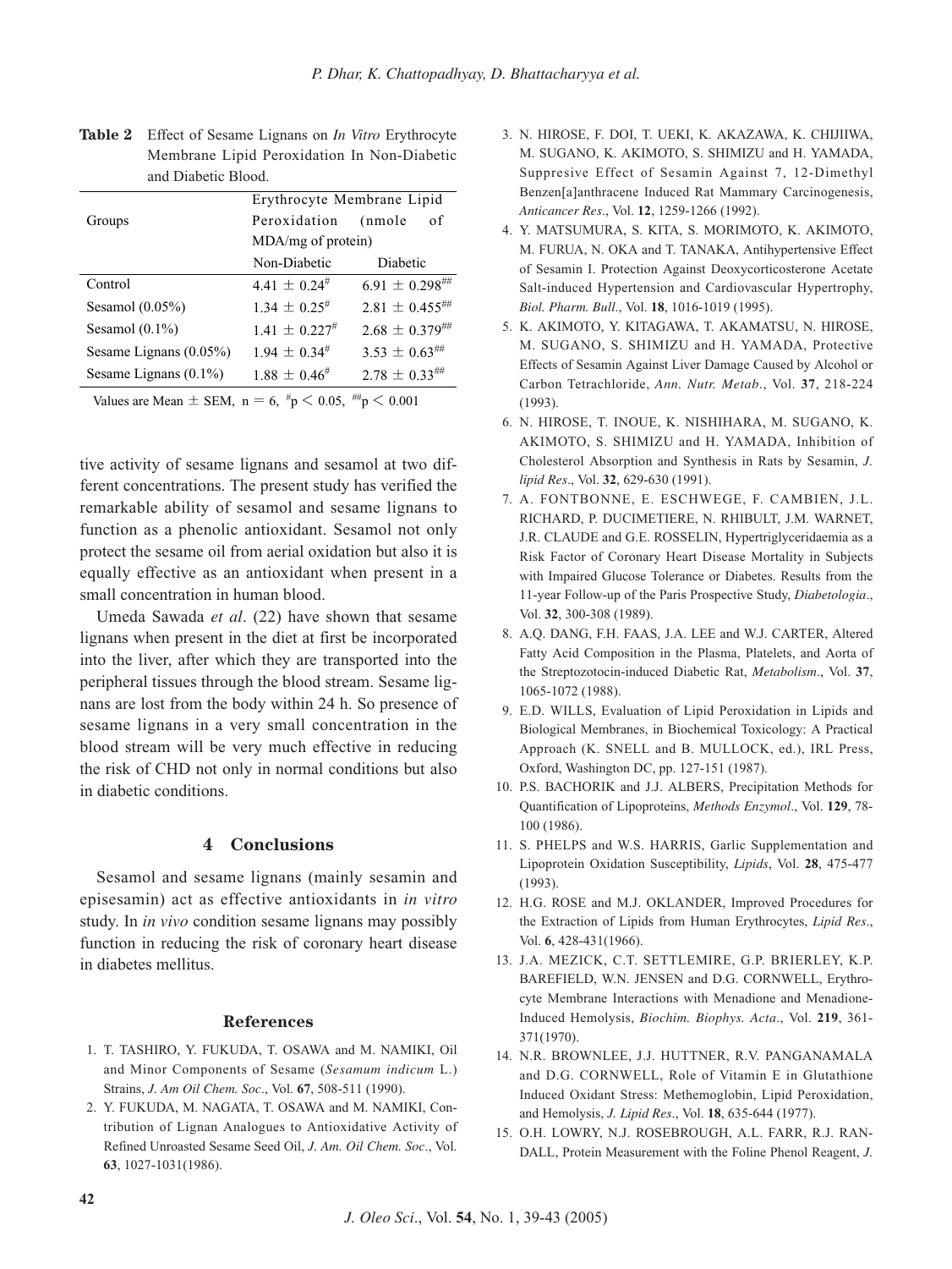**Table 2** Effect of Sesame Lignans on *In Vitro* Erythrocyte Membrane Lipid Peroxidation In Non-Diabetic and Diabetic Blood.

| Groups | Erythrocyte Membrane Lipid Peroxidation (nmole of MDA/mg of protein) | |
|---|---|---|
| | Non-Diabetic | Diabetic |
| Control | $4.41 \pm 0.24^{\#}$ | $6.91 \pm 0.298^{\#\#}$ |
| Sesamol (0.05%) | $1.34 \pm 0.25^{\#}$ | $2.81 \pm 0.455^{\#\#}$ |
| Sesamol (0.1%) | $1.41 \pm 0.227^{\#}$ | $2.68 \pm 0.379^{\#\#}$ |
| Sesame Lignans (0.05%) | $1.94 \pm 0.34^{\#}$ | $3.53 \pm 0.63^{\#\#}$ |
| Sesame Lignans (0.1%) | $1.88 \pm 0.46^{\#}$ | $2.78 \pm 0.33^{\#\#}$ |

Values are Mean $\pm$ SEM, $n = 6$, $^{\#}p < 0.05$, $^{\#\#}p < 0.001$

tive activity of sesame lignans and sesamol at two different concentrations. The present study has verified the remarkable ability of sesamol and sesame lignans to function as a phenolic antioxidant. Sesamol not only protect the sesame oil from aerial oxidation but also it is equally effective as an antioxidant when present in a small concentration in human blood.

Umeda Sawada *et al*. (22) have shown that sesame lignans when present in the diet at first be incorporated into the liver, after which they are transported into the peripheral tissues through the blood stream. Sesame lignans are lost from the body within 24 h. So presence of sesame lignans in a very small concentration in the blood stream will be very much effective in reducing the risk of CHD not only in normal conditions but also in diabetic conditions.

## 4 Conclusions

Sesamol and sesame lignans (mainly sesamin and episesamin) act as effective antioxidants in *in vitro* study. In *in vivo* condition sesame lignans may possibly function in reducing the risk of coronary heart disease in diabetes mellitus.

## References

1. T. TASHIRO, Y. FUKUDA, T. OSAWA and M. NAMIKI, Oil and Minor Components of Sesame (*Sesamum indicum* L.) Strains, *J. Am Oil Chem. Soc*., Vol. **67**, 508-511 (1990).
2. Y. FUKUDA, M. NAGATA, T. OSAWA and M. NAMIKI, Contribution of Lignan Analogues to Antioxidative Activity of Refined Unroasted Sesame Seed Oil, *J. Am. Oil Chem. Soc*., Vol. **63**, 1027-1031(1986).
3. N. HIROSE, F. DOI, T. UEKI, K. AKAZAWA, K. CHIJIIWA, M. SUGANO, K. AKIMOTO, S. SHIMIZU and H. YAMADA, Suppresive Effect of Sesamin Against 7, 12-Dimethyl Benzen[a]anthracene Induced Rat Mammary Carcinogenesis, *Anticancer Res*., Vol. **12**, 1259-1266 (1992).
4. Y. MATSUMURA, S. KITA, S. MORIMOTO, K. AKIMOTO, M. FURUA, N. OKA and T. TANAKA, Antihypertensive Effect of Sesamin I. Protection Against Deoxycorticosterone Acetate Salt-induced Hypertension and Cardiovascular Hypertrophy, *Biol. Pharm. Bull*., Vol. **18**, 1016-1019 (1995).
5. K. AKIMOTO, Y. KITAGAWA, T. AKAMATSU, N. HIROSE, M. SUGANO, S. SHIMIZU and H. YAMADA, Protective Effects of Sesamin Against Liver Damage Caused by Alcohol or Carbon Tetrachloride, *Ann. Nutr. Metab*., Vol. **37**, 218-224 (1993).
6. N. HIROSE, T. INOUE, K. NISHIHARA, M. SUGANO, K. AKIMOTO, S. SHIMIZU and H. YAMADA, Inhibition of Cholesterol Absorption and Synthesis in Rats by Sesamin, *J. lipid Res*., Vol. **32**, 629-630 (1991).
7. A. FONTBONNE, E. ESCHWEGE, F. CAMBIEN, J.L. RICHARD, P. DUCIMETIERE, N. RHIBULT, J.M. WARNET, J.R. CLAUDE and G.E. ROSSELIN, Hypertriglyceridaemia as a Risk Factor of Coronary Heart Disease Mortality in Subjects with Impaired Glucose Tolerance or Diabetes. Results from the 11-year Follow-up of the Paris Prospective Study, *Diabetologia*., Vol. **32**, 300-308 (1989).
8. A.Q. DANG, F.H. FAAS, J.A. LEE and W.J. CARTER, Altered Fatty Acid Composition in the Plasma, Platelets, and Aorta of the Streptozotocin-induced Diabetic Rat, *Metabolism*., Vol. **37**, 1065-1072 (1988).
9. E.D. WILLS, Evaluation of Lipid Peroxidation in Lipids and Biological Membranes, in Biochemical Toxicology: A Practical Approach (K. SNELL and B. MULLOCK, ed.), IRL Press, Oxford, Washington DC, pp. 127-151 (1987).
10. P.S. BACHORIK and J.J. ALBERS, Precipitation Methods for Quantification of Lipoproteins, *Methods Enzymol*., Vol. **129**, 78-100 (1986).
11. S. PHELPS and W.S. HARRIS, Garlic Supplementation and Lipoprotein Oxidation Susceptibility, *Lipids*, Vol. **28**, 475-477 (1993).
12. H.G. ROSE and M.J. OKLANDER, Improved Procedures for the Extraction of Lipids from Human Erythrocytes, *Lipid Res*., Vol. **6**, 428-431(1966).
13. J.A. MEZICK, C.T. SETTLEMIRE, G.P. BRIERLEY, K.P. BAREFIELD, W.N. JENSEN and D.G. CORNWELL, Erythrocyte Membrane Interactions with Menadione and Menadione-Induced Hemolysis, *Biochim. Biophys. Acta*., Vol. **219**, 361-371(1970).
14. N.R. BROWNLEE, J.J. HUTTNER, R.V. PANGANAMALA and D.G. CORNWELL, Role of Vitamin E in Glutathione Induced Oxidant Stress: Methemoglobin, Lipid Peroxidation, and Hemolysis, *J. Lipid Res*., Vol. **18**, 635-644 (1977).
15. O.H. LOWRY, N.J. ROSEBROUGH, A.L. FARR, R.J. RANDALL, Protein Measurement with the Foline Phenol Reagent, *J.*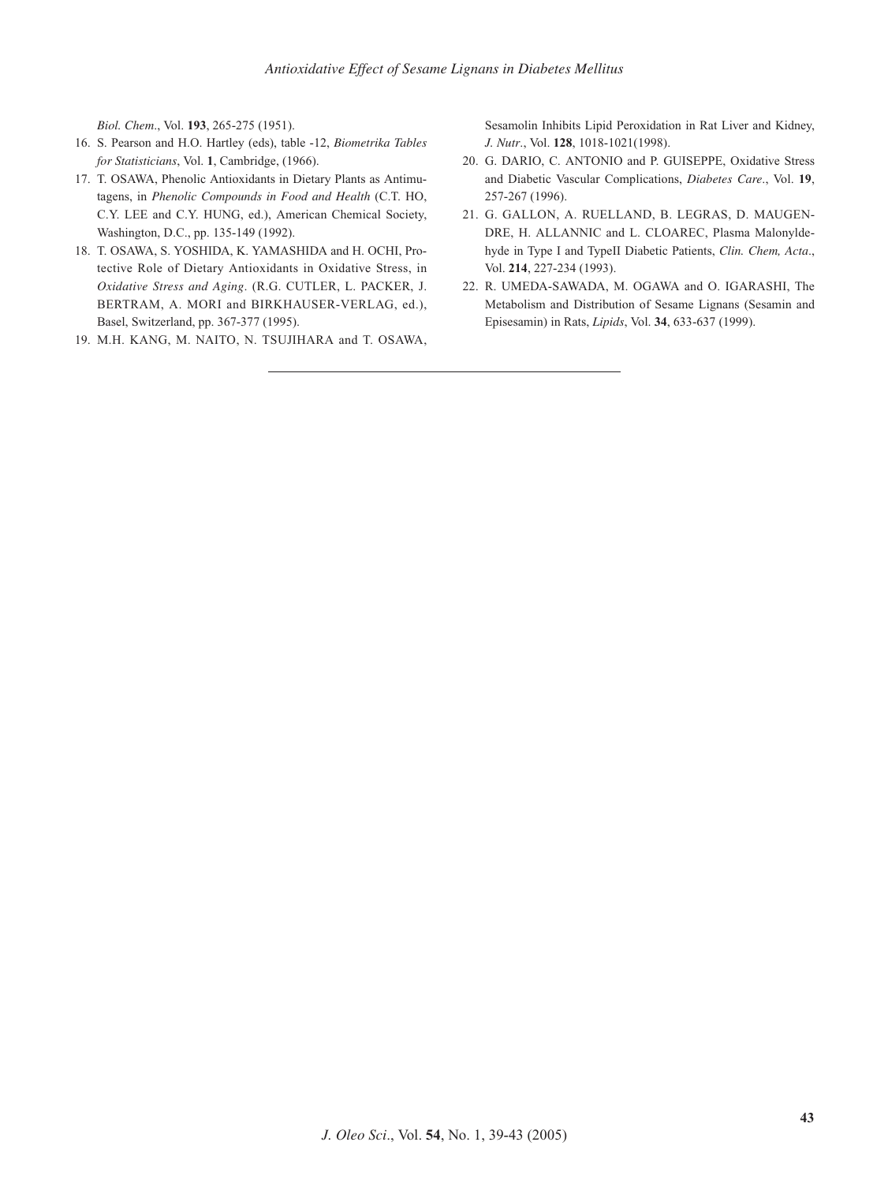*Biol. Chem*., Vol. **193**, 265-275 (1951).

16. S. Pearson and H.O. Hartley (eds), table -12, *Biometrika Tables for Statisticians*, Vol. **1**, Cambridge, (1966).
17. T. OSAWA, Phenolic Antioxidants in Dietary Plants as Antimutagens, in *Phenolic Compounds in Food and Health* (C.T. HO, C.Y. LEE and C.Y. HUNG, ed.), American Chemical Society, Washington, D.C., pp. 135-149 (1992).
18. T. OSAWA, S. YOSHIDA, K. YAMASHIDA and H. OCHI, Protective Role of Dietary Antioxidants in Oxidative Stress, in *Oxidative Stress and Aging*. (R.G. CUTLER, L. PACKER, J. BERTRAM, A. MORI and BIRKHAUSER-VERLAG, ed.), Basel, Switzerland, pp. 367-377 (1995).
19. M.H. KANG, M. NAITO, N. TSUJIHARA and T. OSAWA, Sesamolin Inhibits Lipid Peroxidation in Rat Liver and Kidney, *J. Nutr*., Vol. **128**, 1018-1021(1998).
20. G. DARIO, C. ANTONIO and P. GUISEPPE, Oxidative Stress and Diabetic Vascular Complications, *Diabetes Care*., Vol. **19**, 257-267 (1996).
21. G. GALLON, A. RUELLAND, B. LEGRAS, D. MAUGENDRE, H. ALLANNIC and L. CLOAREC, Plasma Malonyldehyde in Type I and TypeII Diabetic Patients, *Clin. Chem, Acta*., Vol. **214**, 227-234 (1993).
22. R. UMEDA-SAWADA, M. OGAWA and O. IGARASHI, The Metabolism and Distribution of Sesame Lignans (Sesamin and Episesamin) in Rats, *Lipids*, Vol. **34**, 633-637 (1999).